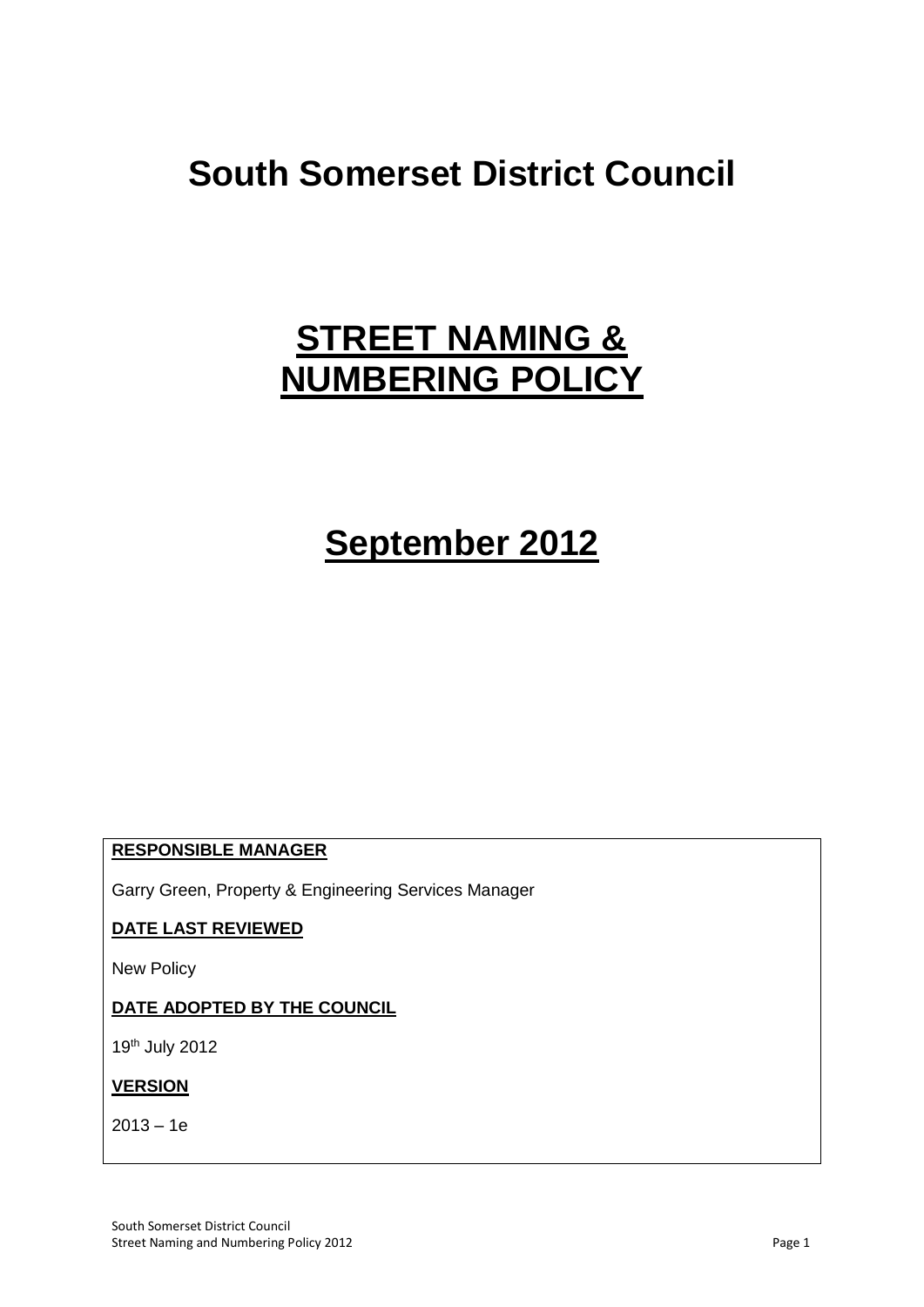# South Somerset District Council

# STREET NAMING & NUMBERING POLICY

# September 2012

**RESPONSIBLE MANAGER**

Garry Green, Property & Engineering Services Manager

**DATE LAST REVIEWED**

New Policy

**DATE ADOPTED BY THE COUNCIL**

19th July 2012

**VERSION**

2013 – 1e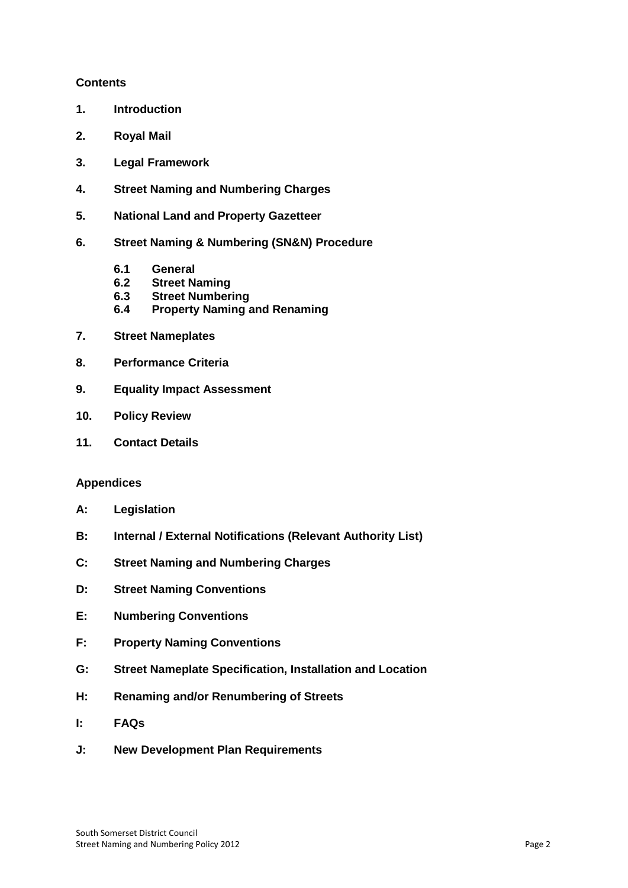## Contents

**1. Introduction**

**2. Royal Mail**

**3. Legal Framework**

**4. Street Naming and Numbering Charges**

**5. National Land and Property Gazetteer**

**6. Street Naming & Numbering (SN&N) Procedure**

- **6.1 General**
- **6.2 Street Naming**
- **6.3 Street Numbering**
- **6.4 Property Naming and Renaming**

**7. Street Nameplates**

**8. Performance Criteria**

**9. Equality Impact Assessment**

**10. Policy Review**

**11. Contact Details**

## Appendices

**A: Legislation**

**B: Internal / External Notifications (Relevant Authority List)**

**C: Street Naming and Numbering Charges**

**D: Street Naming Conventions**

**E: Numbering Conventions**

**F: Property Naming Conventions**

**G: Street Nameplate Specification, Installation and Location**

**H: Renaming and/or Renumbering of Streets**

**I: FAQs**

**J: New Development Plan Requirements**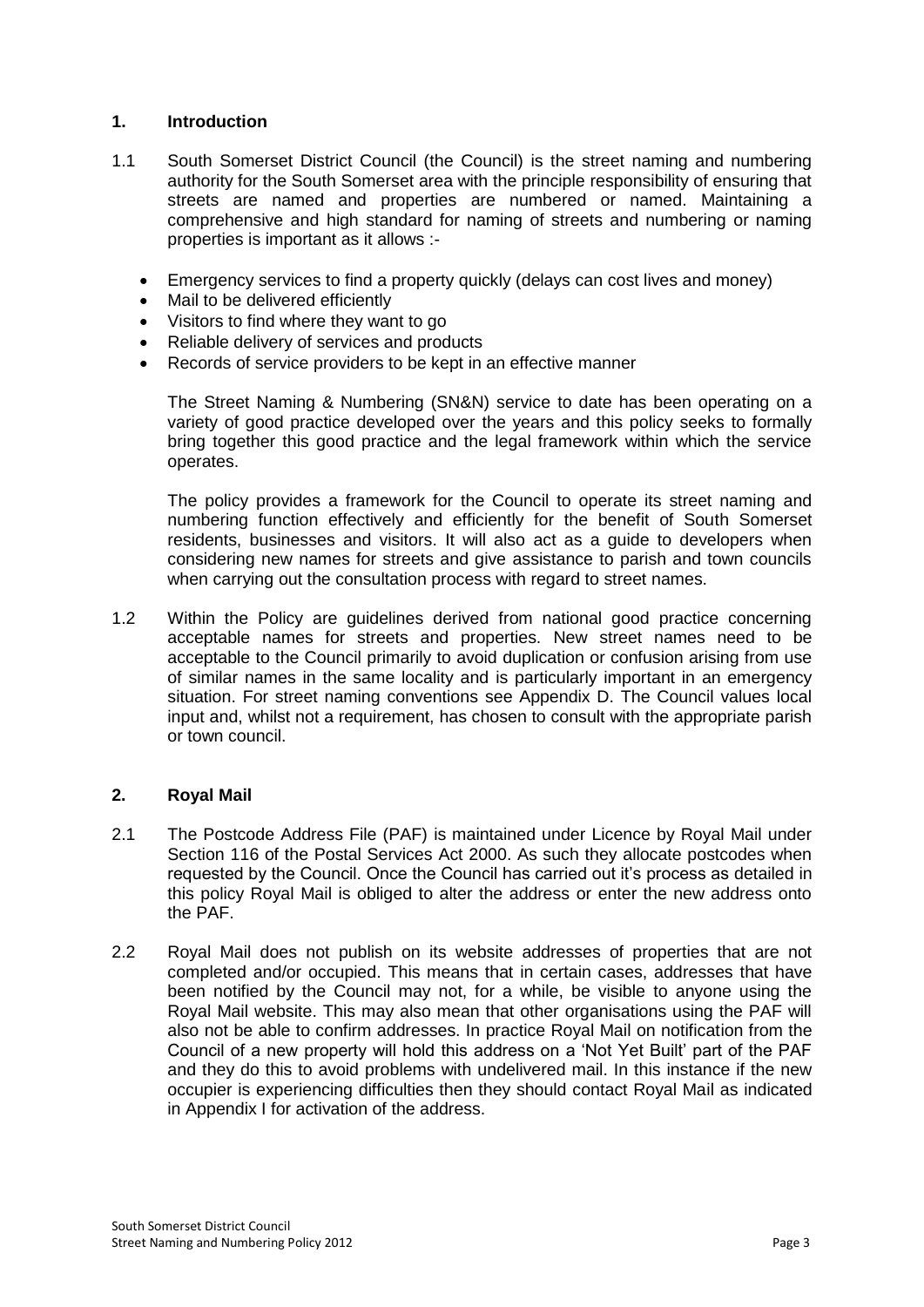## 1. Introduction

1.1 South Somerset District Council (the Council) is the street naming and numbering authority for the South Somerset area with the principle responsibility of ensuring that streets are named and properties are numbered or named. Maintaining a comprehensive and high standard for naming of streets and numbering or naming properties is important as it allows :-

- Emergency services to find a property quickly (delays can cost lives and money)
- Mail to be delivered efficiently
- Visitors to find where they want to go
- Reliable delivery of services and products
- Records of service providers to be kept in an effective manner

The Street Naming & Numbering (SN&N) service to date has been operating on a variety of good practice developed over the years and this policy seeks to formally bring together this good practice and the legal framework within which the service operates.

The policy provides a framework for the Council to operate its street naming and numbering function effectively and efficiently for the benefit of South Somerset residents, businesses and visitors. It will also act as a guide to developers when considering new names for streets and give assistance to parish and town councils when carrying out the consultation process with regard to street names.

1.2 Within the Policy are guidelines derived from national good practice concerning acceptable names for streets and properties. New street names need to be acceptable to the Council primarily to avoid duplication or confusion arising from use of similar names in the same locality and is particularly important in an emergency situation. For street naming conventions see Appendix D. The Council values local input and, whilst not a requirement, has chosen to consult with the appropriate parish or town council.

## 2. Royal Mail

2.1 The Postcode Address File (PAF) is maintained under Licence by Royal Mail under Section 116 of the Postal Services Act 2000. As such they allocate postcodes when requested by the Council. Once the Council has carried out it's process as detailed in this policy Royal Mail is obliged to alter the address or enter the new address onto the PAF.

2.2 Royal Mail does not publish on its website addresses of properties that are not completed and/or occupied. This means that in certain cases, addresses that have been notified by the Council may not, for a while, be visible to anyone using the Royal Mail website. This may also mean that other organisations using the PAF will also not be able to confirm addresses. In practice Royal Mail on notification from the Council of a new property will hold this address on a 'Not Yet Built' part of the PAF and they do this to avoid problems with undelivered mail. In this instance if the new occupier is experiencing difficulties then they should contact Royal Mail as indicated in Appendix I for activation of the address.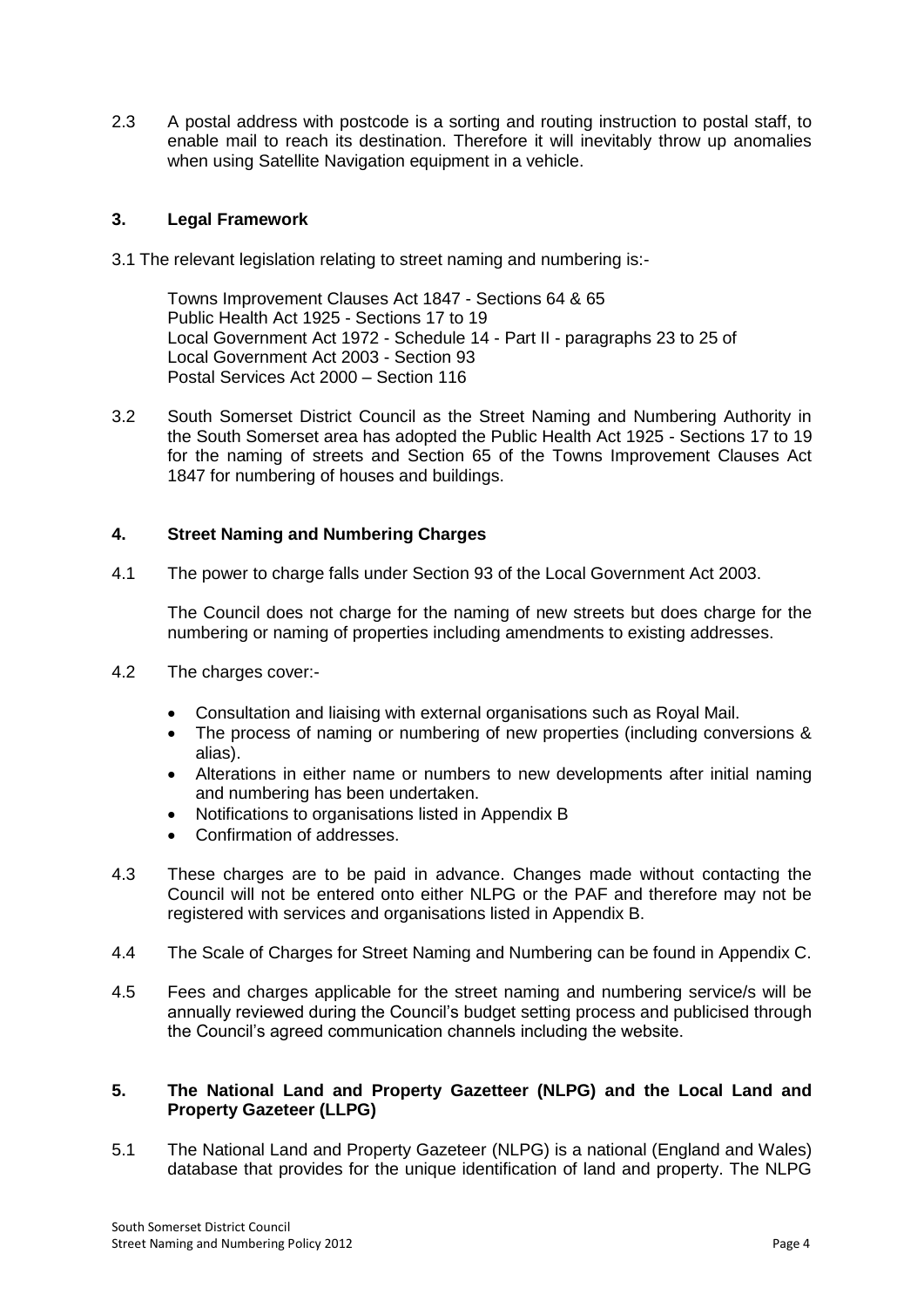2.3 A postal address with postcode is a sorting and routing instruction to postal staff, to enable mail to reach its destination. Therefore it will inevitably throw up anomalies when using Satellite Navigation equipment in a vehicle.

## 3. Legal Framework

3.1 The relevant legislation relating to street naming and numbering is:-

Towns Improvement Clauses Act 1847 - Sections 64 & 65
Public Health Act 1925 - Sections 17 to 19
Local Government Act 1972 - Schedule 14 - Part II - paragraphs 23 to 25 of
Local Government Act 2003 - Section 93
Postal Services Act 2000 – Section 116

3.2 South Somerset District Council as the Street Naming and Numbering Authority in the South Somerset area has adopted the Public Health Act 1925 - Sections 17 to 19 for the naming of streets and Section 65 of the Towns Improvement Clauses Act 1847 for numbering of houses and buildings.

## 4. Street Naming and Numbering Charges

4.1 The power to charge falls under Section 93 of the Local Government Act 2003.

The Council does not charge for the naming of new streets but does charge for the numbering or naming of properties including amendments to existing addresses.

4.2 The charges cover:-

- Consultation and liaising with external organisations such as Royal Mail.
- The process of naming or numbering of new properties (including conversions & alias).
- Alterations in either name or numbers to new developments after initial naming and numbering has been undertaken.
- Notifications to organisations listed in Appendix B
- Confirmation of addresses.

4.3 These charges are to be paid in advance. Changes made without contacting the Council will not be entered onto either NLPG or the PAF and therefore may not be registered with services and organisations listed in Appendix B.

4.4 The Scale of Charges for Street Naming and Numbering can be found in Appendix C.

4.5 Fees and charges applicable for the street naming and numbering service/s will be annually reviewed during the Council's budget setting process and publicised through the Council's agreed communication channels including the website.

## 5. The National Land and Property Gazetteer (NLPG) and the Local Land and Property Gazeteer (LLPG)

5.1 The National Land and Property Gazeteer (NLPG) is a national (England and Wales) database that provides for the unique identification of land and property. The NLPG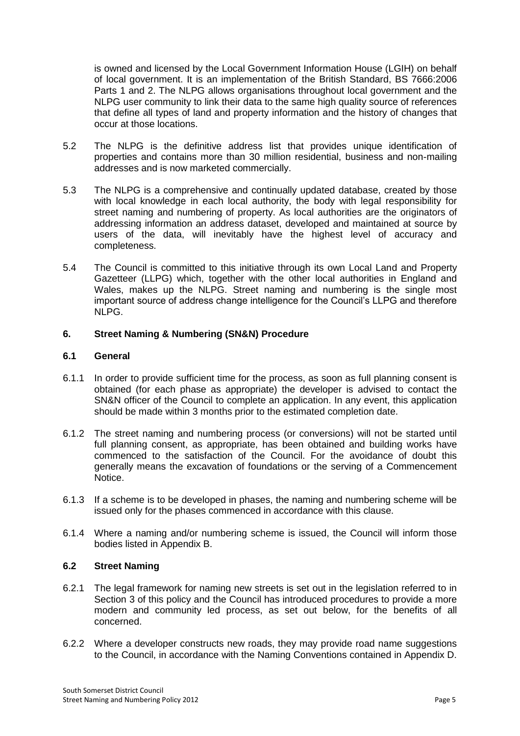is owned and licensed by the Local Government Information House (LGIH) on behalf of local government. It is an implementation of the British Standard, BS 7666:2006 Parts 1 and 2. The NLPG allows organisations throughout local government and the NLPG user community to link their data to the same high quality source of references that define all types of land and property information and the history of changes that occur at those locations.

5.2 The NLPG is the definitive address list that provides unique identification of properties and contains more than 30 million residential, business and non-mailing addresses and is now marketed commercially.

5.3 The NLPG is a comprehensive and continually updated database, created by those with local knowledge in each local authority, the body with legal responsibility for street naming and numbering of property. As local authorities are the originators of addressing information an address dataset, developed and maintained at source by users of the data, will inevitably have the highest level of accuracy and completeness.

5.4 The Council is committed to this initiative through its own Local Land and Property Gazetteer (LLPG) which, together with the other local authorities in England and Wales, makes up the NLPG. Street naming and numbering is the single most important source of address change intelligence for the Council's LLPG and therefore NLPG.

## 6. Street Naming & Numbering (SN&N) Procedure

### 6.1 General

6.1.1 In order to provide sufficient time for the process, as soon as full planning consent is obtained (for each phase as appropriate) the developer is advised to contact the SN&N officer of the Council to complete an application. In any event, this application should be made within 3 months prior to the estimated completion date.

6.1.2 The street naming and numbering process (or conversions) will not be started until full planning consent, as appropriate, has been obtained and building works have commenced to the satisfaction of the Council. For the avoidance of doubt this generally means the excavation of foundations or the serving of a Commencement Notice.

6.1.3 If a scheme is to be developed in phases, the naming and numbering scheme will be issued only for the phases commenced in accordance with this clause.

6.1.4 Where a naming and/or numbering scheme is issued, the Council will inform those bodies listed in Appendix B.

### 6.2 Street Naming

6.2.1 The legal framework for naming new streets is set out in the legislation referred to in Section 3 of this policy and the Council has introduced procedures to provide a more modern and community led process, as set out below, for the benefits of all concerned.

6.2.2 Where a developer constructs new roads, they may provide road name suggestions to the Council, in accordance with the Naming Conventions contained in Appendix D.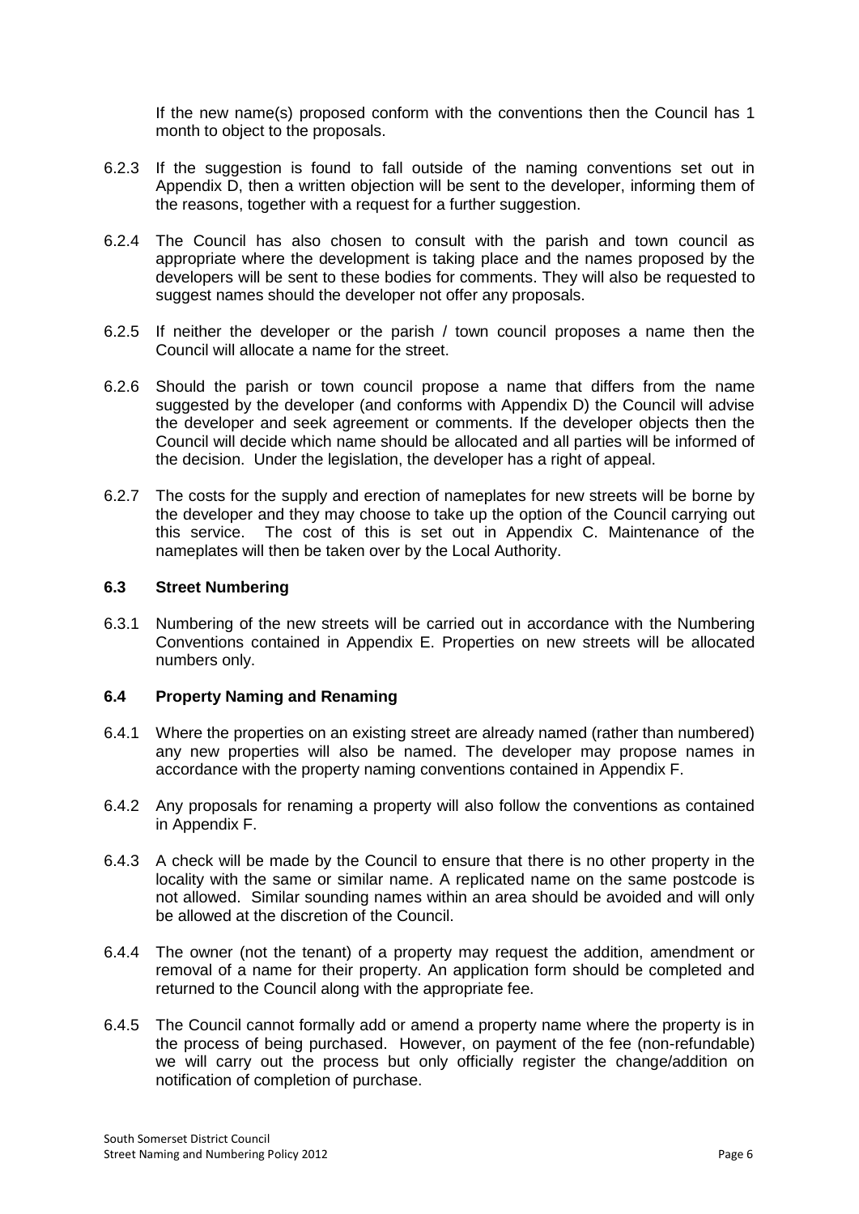If the new name(s) proposed conform with the conventions then the Council has 1 month to object to the proposals.

6.2.3 If the suggestion is found to fall outside of the naming conventions set out in Appendix D, then a written objection will be sent to the developer, informing them of the reasons, together with a request for a further suggestion.

6.2.4 The Council has also chosen to consult with the parish and town council as appropriate where the development is taking place and the names proposed by the developers will be sent to these bodies for comments. They will also be requested to suggest names should the developer not offer any proposals.

6.2.5 If neither the developer or the parish / town council proposes a name then the Council will allocate a name for the street.

6.2.6 Should the parish or town council propose a name that differs from the name suggested by the developer (and conforms with Appendix D) the Council will advise the developer and seek agreement or comments. If the developer objects then the Council will decide which name should be allocated and all parties will be informed of the decision. Under the legislation, the developer has a right of appeal.

6.2.7 The costs for the supply and erection of nameplates for new streets will be borne by the developer and they may choose to take up the option of the Council carrying out this service. The cost of this is set out in Appendix C. Maintenance of the nameplates will then be taken over by the Local Authority.

### 6.3 Street Numbering

6.3.1 Numbering of the new streets will be carried out in accordance with the Numbering Conventions contained in Appendix E. Properties on new streets will be allocated numbers only.

### 6.4 Property Naming and Renaming

6.4.1 Where the properties on an existing street are already named (rather than numbered) any new properties will also be named. The developer may propose names in accordance with the property naming conventions contained in Appendix F.

6.4.2 Any proposals for renaming a property will also follow the conventions as contained in Appendix F.

6.4.3 A check will be made by the Council to ensure that there is no other property in the locality with the same or similar name. A replicated name on the same postcode is not allowed. Similar sounding names within an area should be avoided and will only be allowed at the discretion of the Council.

6.4.4 The owner (not the tenant) of a property may request the addition, amendment or removal of a name for their property. An application form should be completed and returned to the Council along with the appropriate fee.

6.4.5 The Council cannot formally add or amend a property name where the property is in the process of being purchased. However, on payment of the fee (non-refundable) we will carry out the process but only officially register the change/addition on notification of completion of purchase.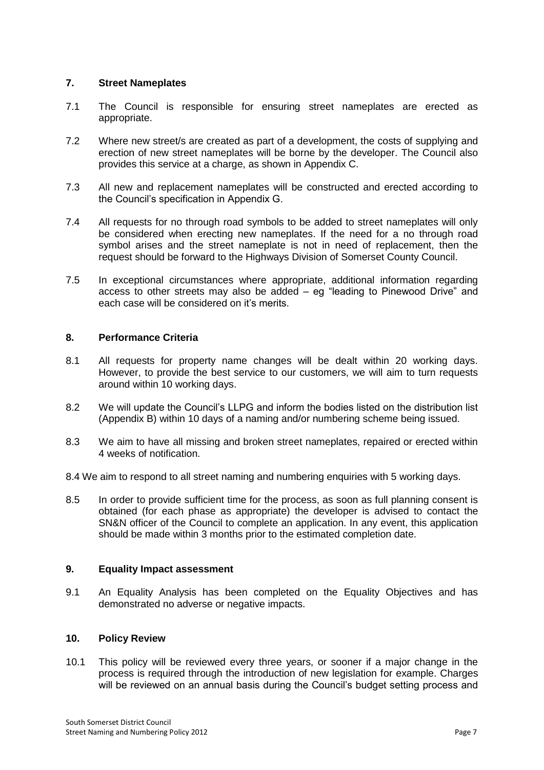## 7. Street Nameplates

7.1 The Council is responsible for ensuring street nameplates are erected as appropriate.

7.2 Where new street/s are created as part of a development, the costs of supplying and erection of new street nameplates will be borne by the developer. The Council also provides this service at a charge, as shown in Appendix C.

7.3 All new and replacement nameplates will be constructed and erected according to the Council's specification in Appendix G.

7.4 All requests for no through road symbols to be added to street nameplates will only be considered when erecting new nameplates. If the need for a no through road symbol arises and the street nameplate is not in need of replacement, then the request should be forward to the Highways Division of Somerset County Council.

7.5 In exceptional circumstances where appropriate, additional information regarding access to other streets may also be added – eg "leading to Pinewood Drive" and each case will be considered on it's merits.

## 8. Performance Criteria

8.1 All requests for property name changes will be dealt within 20 working days. However, to provide the best service to our customers, we will aim to turn requests around within 10 working days.

8.2 We will update the Council's LLPG and inform the bodies listed on the distribution list (Appendix B) within 10 days of a naming and/or numbering scheme being issued.

8.3 We aim to have all missing and broken street nameplates, repaired or erected within 4 weeks of notification.

8.4 We aim to respond to all street naming and numbering enquiries with 5 working days.

8.5 In order to provide sufficient time for the process, as soon as full planning consent is obtained (for each phase as appropriate) the developer is advised to contact the SN&N officer of the Council to complete an application. In any event, this application should be made within 3 months prior to the estimated completion date.

## 9. Equality Impact assessment

9.1 An Equality Analysis has been completed on the Equality Objectives and has demonstrated no adverse or negative impacts.

## 10. Policy Review

10.1 This policy will be reviewed every three years, or sooner if a major change in the process is required through the introduction of new legislation for example. Charges will be reviewed on an annual basis during the Council's budget setting process and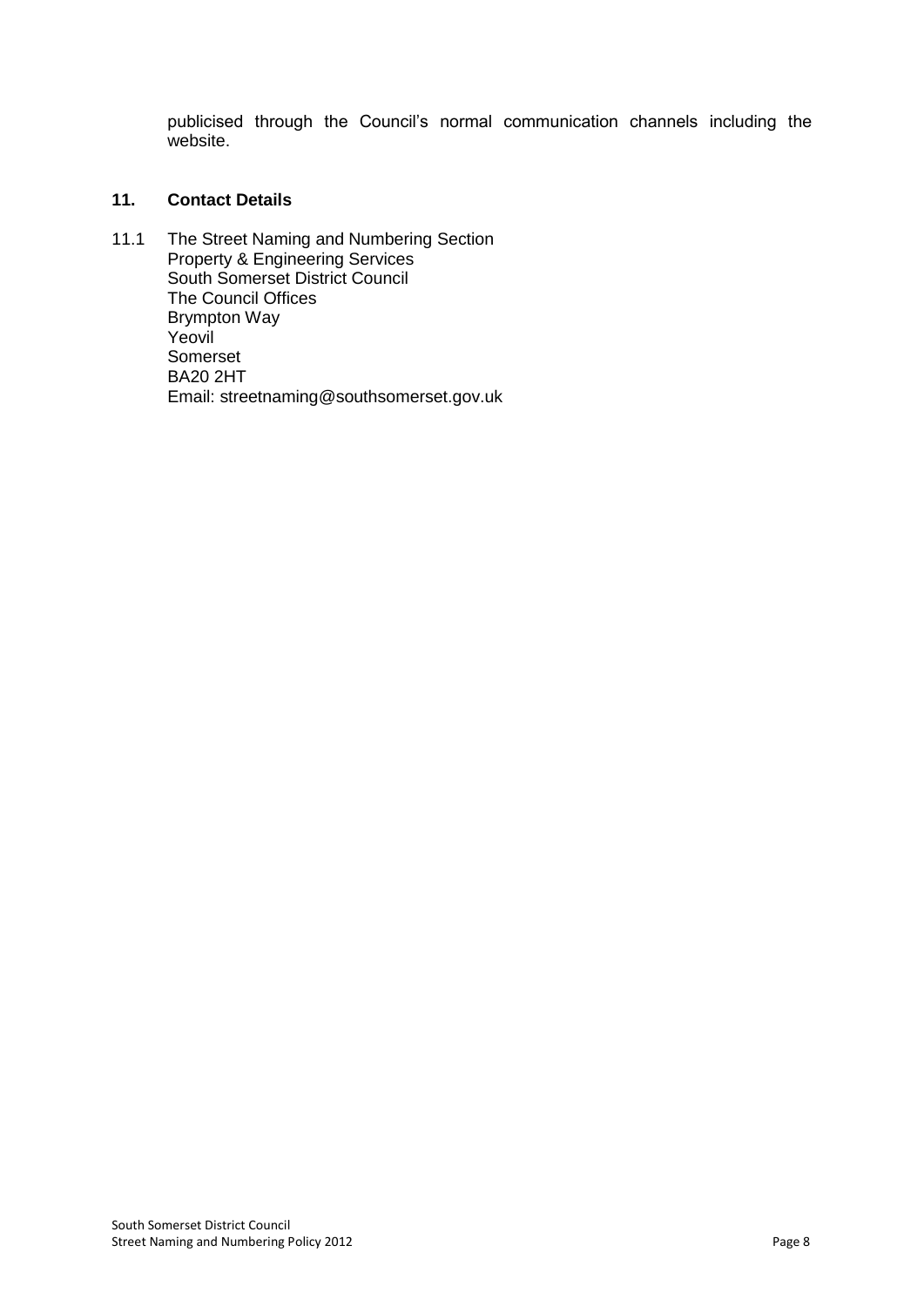publicised through the Council's normal communication channels including the website.

## 11. Contact Details

11.1 The Street Naming and Numbering Section
Property & Engineering Services
South Somerset District Council
The Council Offices
Brympton Way
Yeovil
Somerset
BA20 2HT
Email: streetnaming@southsomerset.gov.uk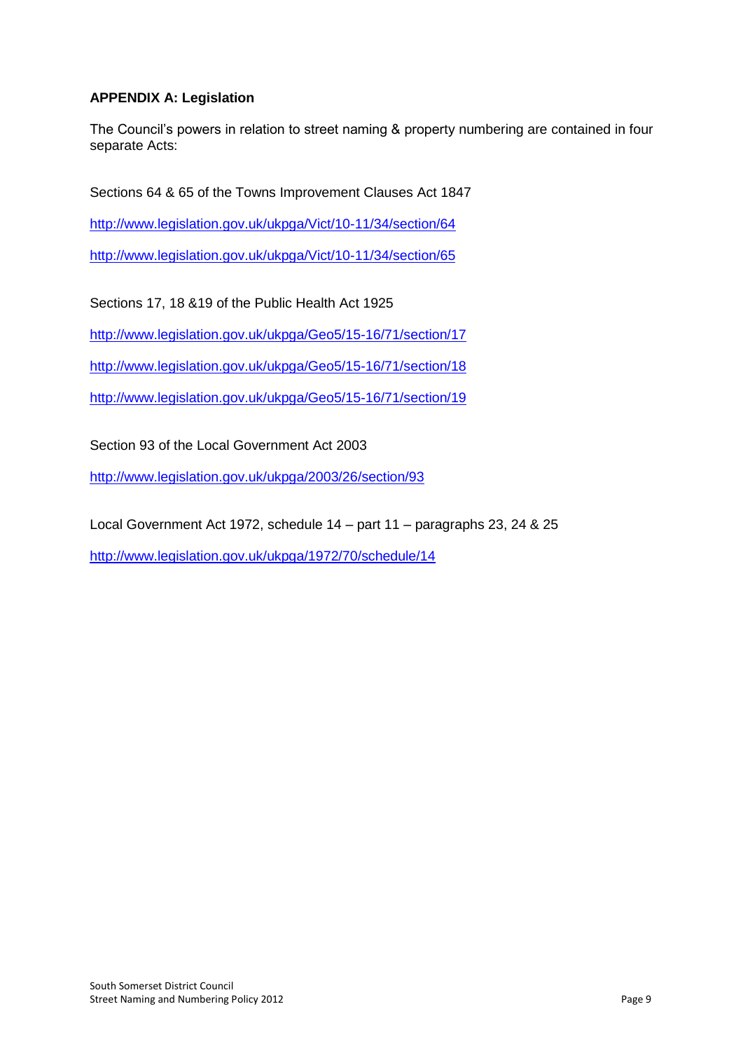**APPENDIX A: Legislation**

The Council's powers in relation to street naming & property numbering are contained in four separate Acts:

Sections 64 & 65 of the Towns Improvement Clauses Act 1847

http://www.legislation.gov.uk/ukpga/Vict/10-11/34/section/64

http://www.legislation.gov.uk/ukpga/Vict/10-11/34/section/65

Sections 17, 18 &19 of the Public Health Act 1925

http://www.legislation.gov.uk/ukpga/Geo5/15-16/71/section/17

http://www.legislation.gov.uk/ukpga/Geo5/15-16/71/section/18

http://www.legislation.gov.uk/ukpga/Geo5/15-16/71/section/19

Section 93 of the Local Government Act 2003

http://www.legislation.gov.uk/ukpga/2003/26/section/93

Local Government Act 1972, schedule 14 – part 11 – paragraphs 23, 24 & 25

http://www.legislation.gov.uk/ukpga/1972/70/schedule/14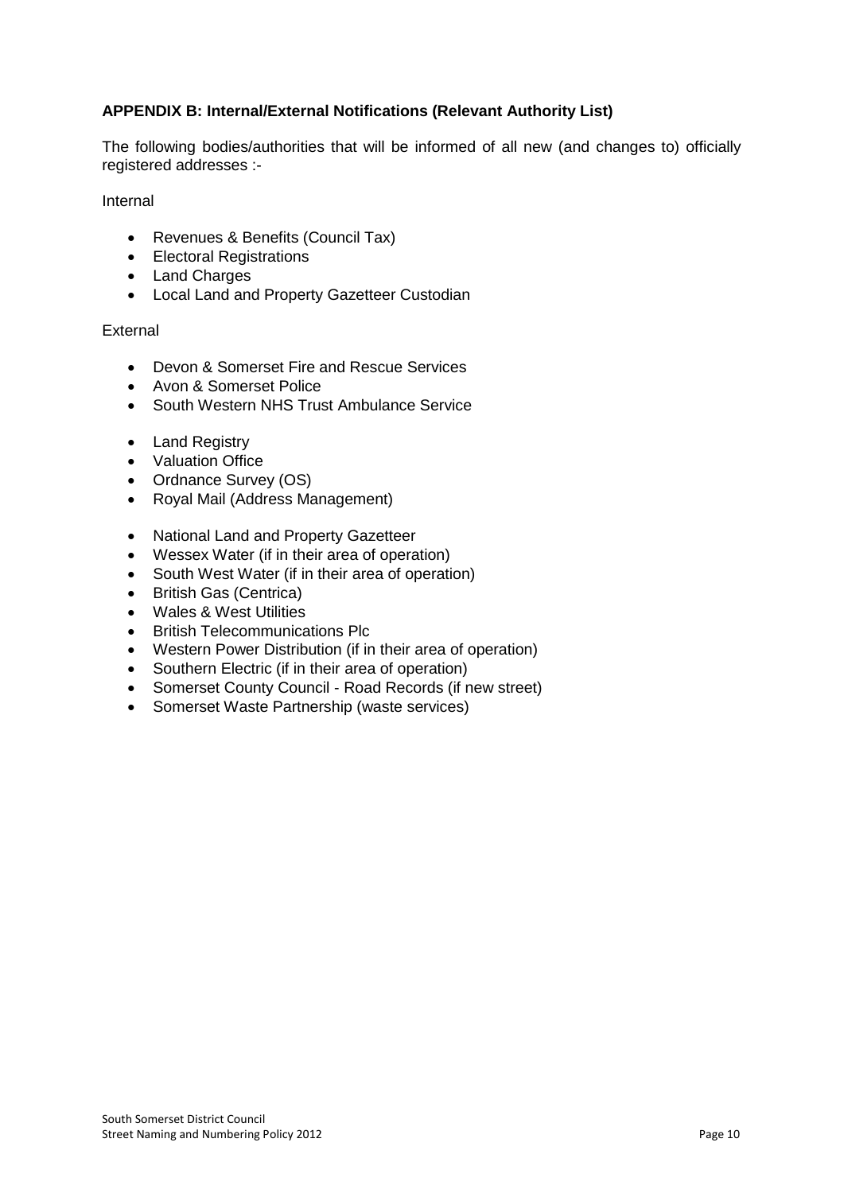**APPENDIX B: Internal/External Notifications (Relevant Authority List)**

The following bodies/authorities that will be informed of all new (and changes to) officially registered addresses :-

Internal

- Revenues & Benefits (Council Tax)
- Electoral Registrations
- Land Charges
- Local Land and Property Gazetteer Custodian

External

- Devon & Somerset Fire and Rescue Services
- Avon & Somerset Police
- South Western NHS Trust Ambulance Service

- Land Registry
- Valuation Office
- Ordnance Survey (OS)
- Royal Mail (Address Management)

- National Land and Property Gazetteer
- Wessex Water (if in their area of operation)
- South West Water (if in their area of operation)
- British Gas (Centrica)
- Wales & West Utilities
- British Telecommunications Plc
- Western Power Distribution (if in their area of operation)
- Southern Electric (if in their area of operation)
- Somerset County Council - Road Records (if new street)
- Somerset Waste Partnership (waste services)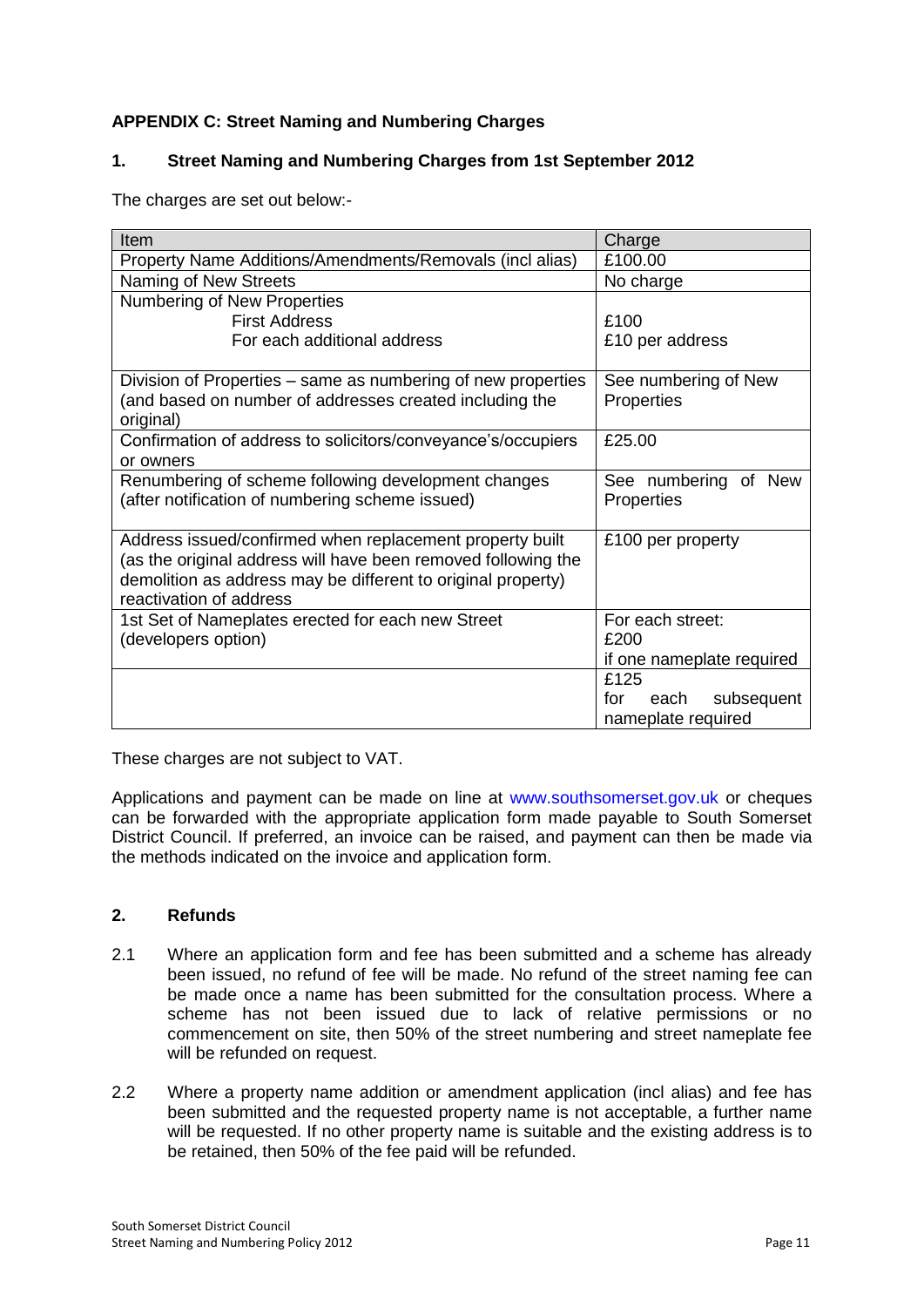**APPENDIX C: Street Naming and Numbering Charges**

**1. Street Naming and Numbering Charges from 1st September 2012**

The charges are set out below:-

| Item | Charge |
| --- | --- |
| Property Name Additions/Amendments/Removals (incl alias) | £100.00 |
| Naming of New Streets | No charge |
| Numbering of New Properties<br>First Address<br>For each additional address | <br>£100<br>£10 per address |
| Division of Properties – same as numbering of new properties (and based on number of addresses created including the original) | See numbering of New Properties |
| Confirmation of address to solicitors/conveyance's/occupiers or owners | £25.00 |
| Renumbering of scheme following development changes (after notification of numbering scheme issued) | See numbering of New Properties |
| Address issued/confirmed when replacement property built (as the original address will have been removed following the demolition as address may be different to original property) reactivation of address | £100 per property |
| 1st Set of Nameplates erected for each new Street (developers option) | For each street:<br>£200<br>if one nameplate required |
| | £125<br>for each subsequent nameplate required |

These charges are not subject to VAT.

Applications and payment can be made on line at www.southsomerset.gov.uk or cheques can be forwarded with the appropriate application form made payable to South Somerset District Council. If preferred, an invoice can be raised, and payment can then be made via the methods indicated on the invoice and application form.

**2. Refunds**

2.1 Where an application form and fee has been submitted and a scheme has already been issued, no refund of fee will be made. No refund of the street naming fee can be made once a name has been submitted for the consultation process. Where a scheme has not been issued due to lack of relative permissions or no commencement on site, then 50% of the street numbering and street nameplate fee will be refunded on request.

2.2 Where a property name addition or amendment application (incl alias) and fee has been submitted and the requested property name is not acceptable, a further name will be requested. If no other property name is suitable and the existing address is to be retained, then 50% of the fee paid will be refunded.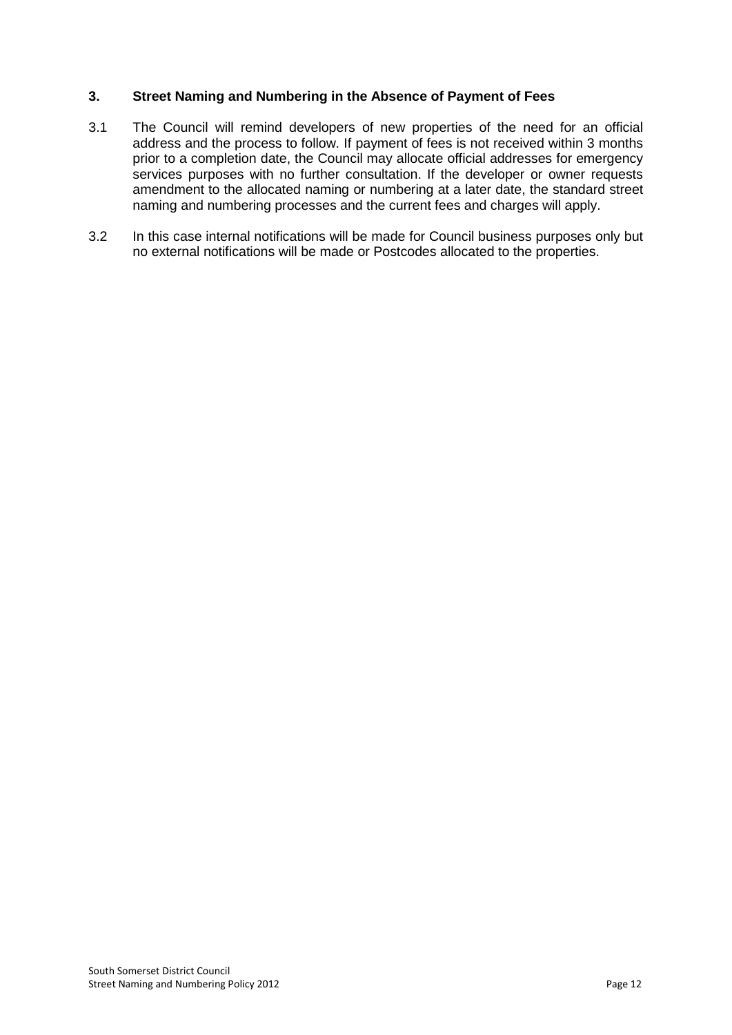## 3. Street Naming and Numbering in the Absence of Payment of Fees

3.1 The Council will remind developers of new properties of the need for an official address and the process to follow. If payment of fees is not received within 3 months prior to a completion date, the Council may allocate official addresses for emergency services purposes with no further consultation. If the developer or owner requests amendment to the allocated naming or numbering at a later date, the standard street naming and numbering processes and the current fees and charges will apply.

3.2 In this case internal notifications will be made for Council business purposes only but no external notifications will be made or Postcodes allocated to the properties.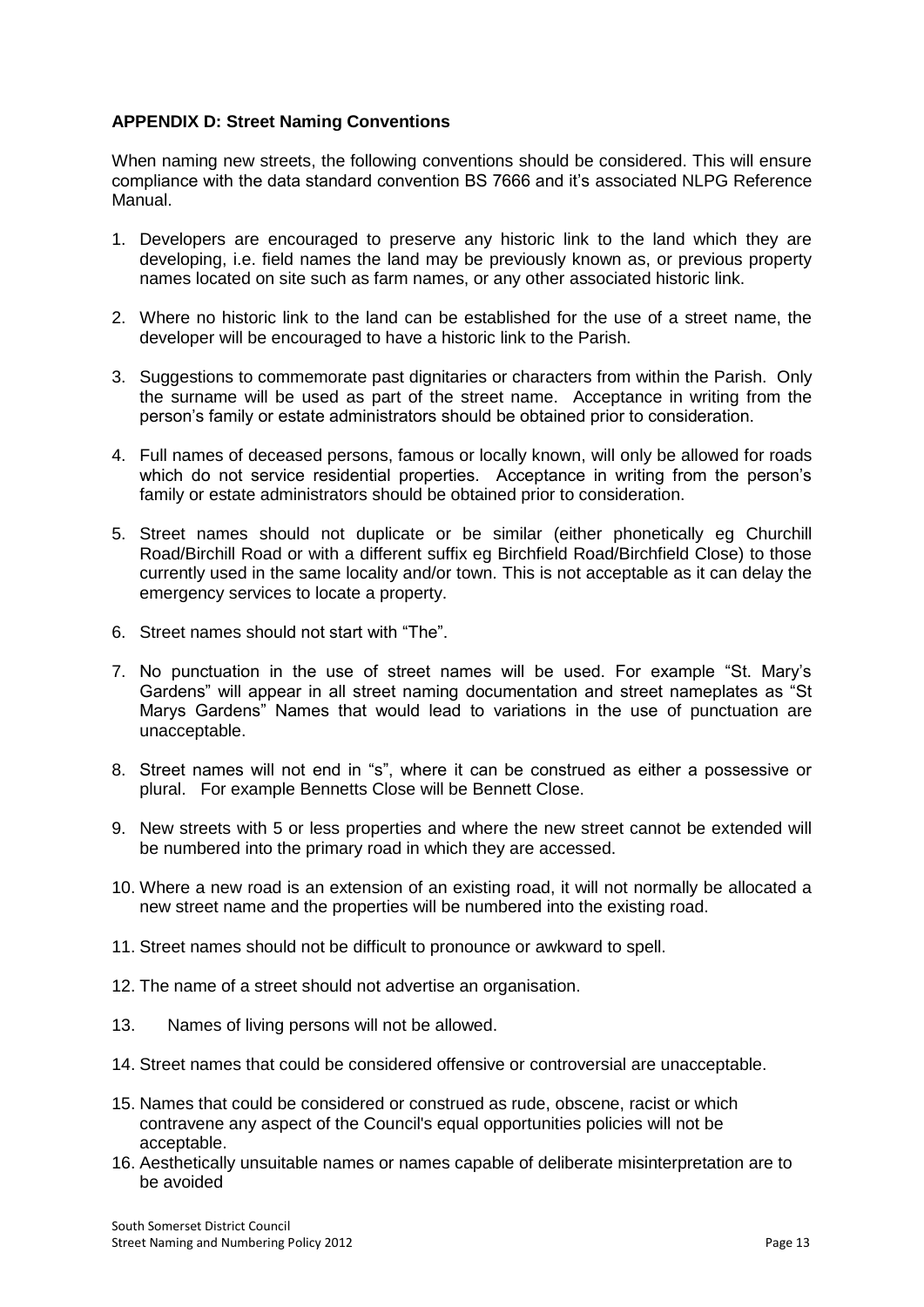**APPENDIX D: Street Naming Conventions**

When naming new streets, the following conventions should be considered. This will ensure compliance with the data standard convention BS 7666 and it's associated NLPG Reference Manual.

1. Developers are encouraged to preserve any historic link to the land which they are developing, i.e. field names the land may be previously known as, or previous property names located on site such as farm names, or any other associated historic link.

2. Where no historic link to the land can be established for the use of a street name, the developer will be encouraged to have a historic link to the Parish.

3. Suggestions to commemorate past dignitaries or characters from within the Parish. Only the surname will be used as part of the street name. Acceptance in writing from the person's family or estate administrators should be obtained prior to consideration.

4. Full names of deceased persons, famous or locally known, will only be allowed for roads which do not service residential properties. Acceptance in writing from the person's family or estate administrators should be obtained prior to consideration.

5. Street names should not duplicate or be similar (either phonetically eg Churchill Road/Birchill Road or with a different suffix eg Birchfield Road/Birchfield Close) to those currently used in the same locality and/or town. This is not acceptable as it can delay the emergency services to locate a property.

6. Street names should not start with "The".

7. No punctuation in the use of street names will be used. For example "St. Mary's Gardens" will appear in all street naming documentation and street nameplates as "St Marys Gardens" Names that would lead to variations in the use of punctuation are unacceptable.

8. Street names will not end in "s", where it can be construed as either a possessive or plural. For example Bennetts Close will be Bennett Close.

9. New streets with 5 or less properties and where the new street cannot be extended will be numbered into the primary road in which they are accessed.

10. Where a new road is an extension of an existing road, it will not normally be allocated a new street name and the properties will be numbered into the existing road.

11. Street names should not be difficult to pronounce or awkward to spell.

12. The name of a street should not advertise an organisation.

13. Names of living persons will not be allowed.

14. Street names that could be considered offensive or controversial are unacceptable.

15. Names that could be considered or construed as rude, obscene, racist or which contravene any aspect of the Council's equal opportunities policies will not be acceptable.

16. Aesthetically unsuitable names or names capable of deliberate misinterpretation are to be avoided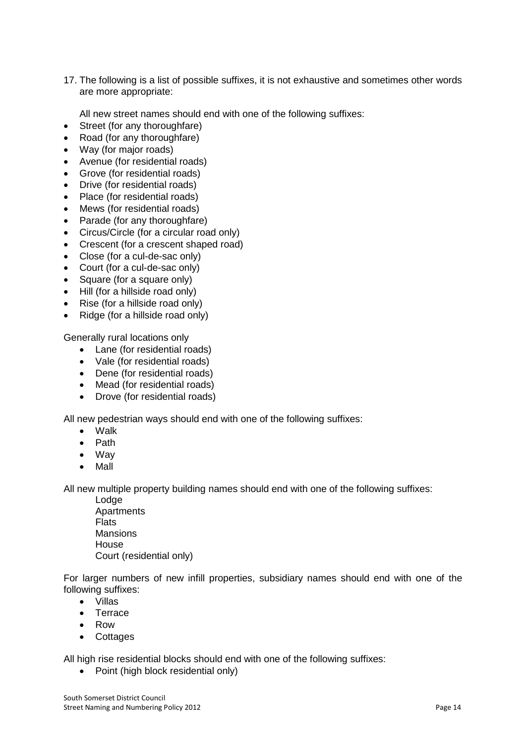17. The following is a list of possible suffixes, it is not exhaustive and sometimes other words are more appropriate:

    All new street names should end with one of the following suffixes:

- Street (for any thoroughfare)
- Road (for any thoroughfare)
- Way (for major roads)
- Avenue (for residential roads)
- Grove (for residential roads)
- Drive (for residential roads)
- Place (for residential roads)
- Mews (for residential roads)
- Parade (for any thoroughfare)
- Circus/Circle (for a circular road only)
- Crescent (for a crescent shaped road)
- Close (for a cul-de-sac only)
- Court (for a cul-de-sac only)
- Square (for a square only)
- Hill (for a hillside road only)
- Rise (for a hillside road only)
- Ridge (for a hillside road only)

Generally rural locations only

- Lane (for residential roads)
- Vale (for residential roads)
- Dene (for residential roads)
- Mead (for residential roads)
- Drove (for residential roads)

All new pedestrian ways should end with one of the following suffixes:

- Walk
- Path
- Way
- Mall

All new multiple property building names should end with one of the following suffixes:

Lodge
Apartments
Flats
Mansions
House
Court (residential only)

For larger numbers of new infill properties, subsidiary names should end with one of the following suffixes:

- Villas
- Terrace
- Row
- Cottages

All high rise residential blocks should end with one of the following suffixes:

- Point (high block residential only)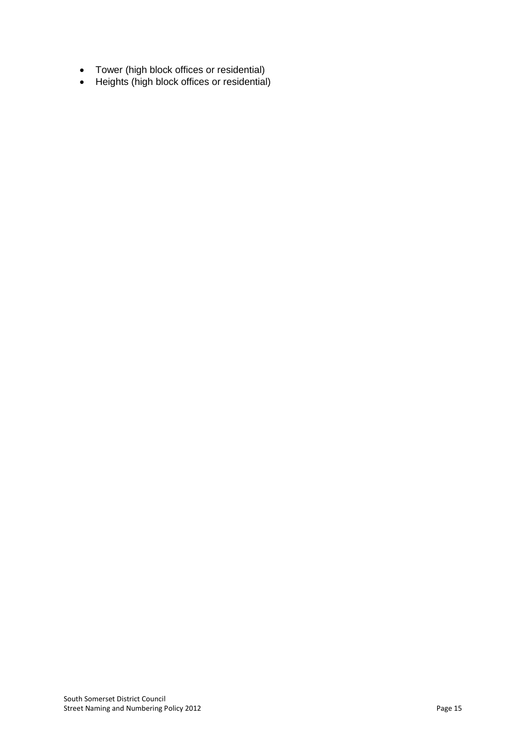- Tower (high block offices or residential)
- Heights (high block offices or residential)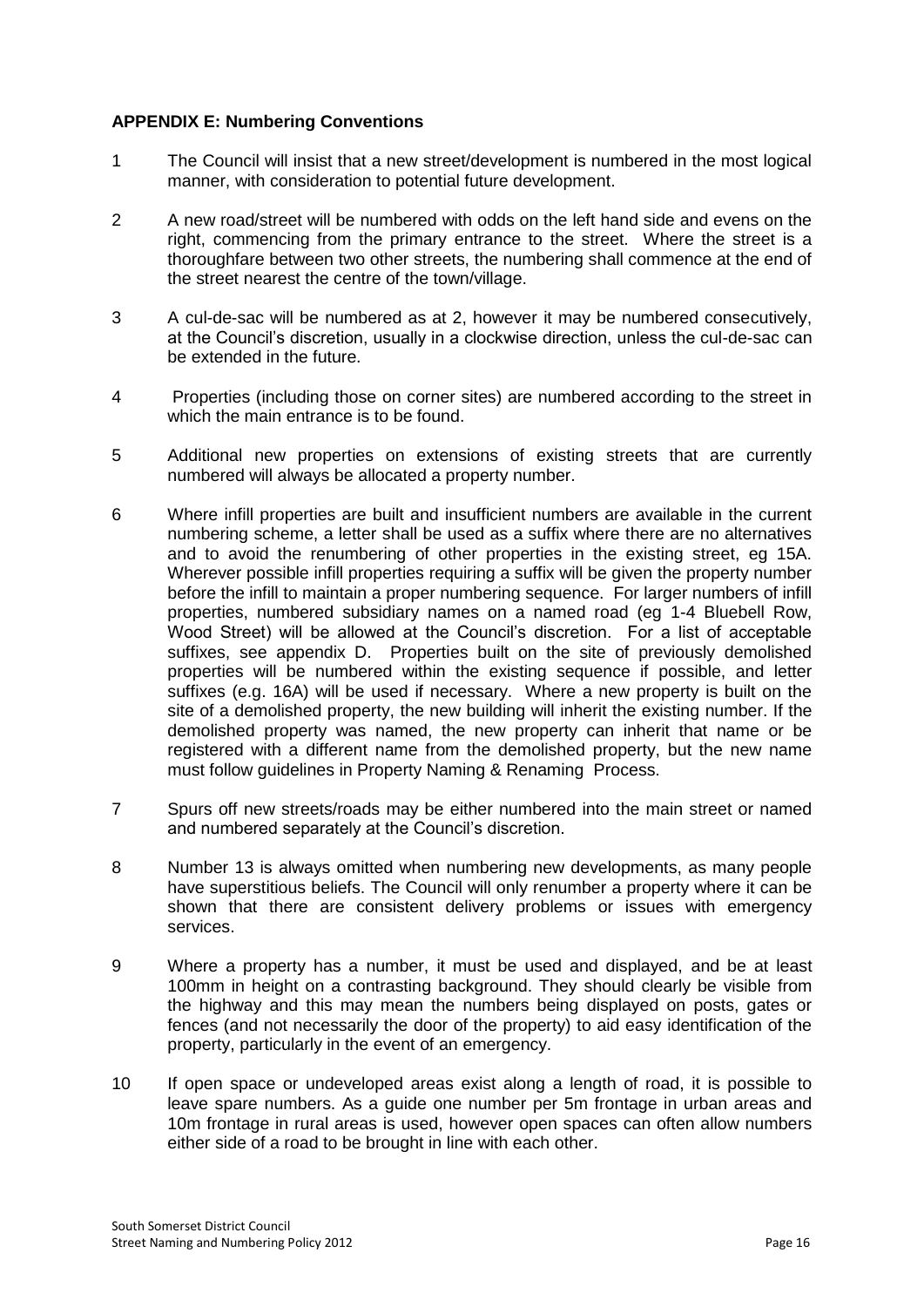**APPENDIX E: Numbering Conventions**

1. The Council will insist that a new street/development is numbered in the most logical manner, with consideration to potential future development.

2. A new road/street will be numbered with odds on the left hand side and evens on the right, commencing from the primary entrance to the street. Where the street is a thoroughfare between two other streets, the numbering shall commence at the end of the street nearest the centre of the town/village.

3. A cul-de-sac will be numbered as at 2, however it may be numbered consecutively, at the Council's discretion, usually in a clockwise direction, unless the cul-de-sac can be extended in the future.

4. Properties (including those on corner sites) are numbered according to the street in which the main entrance is to be found.

5. Additional new properties on extensions of existing streets that are currently numbered will always be allocated a property number.

6. Where infill properties are built and insufficient numbers are available in the current numbering scheme, a letter shall be used as a suffix where there are no alternatives and to avoid the renumbering of other properties in the existing street, eg 15A. Wherever possible infill properties requiring a suffix will be given the property number before the infill to maintain a proper numbering sequence. For larger numbers of infill properties, numbered subsidiary names on a named road (eg 1-4 Bluebell Row, Wood Street) will be allowed at the Council's discretion. For a list of acceptable suffixes, see appendix D. Properties built on the site of previously demolished properties will be numbered within the existing sequence if possible, and letter suffixes (e.g. 16A) will be used if necessary. Where a new property is built on the site of a demolished property, the new building will inherit the existing number. If the demolished property was named, the new property can inherit that name or be registered with a different name from the demolished property, but the new name must follow guidelines in Property Naming & Renaming Process.

7. Spurs off new streets/roads may be either numbered into the main street or named and numbered separately at the Council's discretion.

8. Number 13 is always omitted when numbering new developments, as many people have superstitious beliefs. The Council will only renumber a property where it can be shown that there are consistent delivery problems or issues with emergency services.

9. Where a property has a number, it must be used and displayed, and be at least 100mm in height on a contrasting background. They should clearly be visible from the highway and this may mean the numbers being displayed on posts, gates or fences (and not necessarily the door of the property) to aid easy identification of the property, particularly in the event of an emergency.

10. If open space or undeveloped areas exist along a length of road, it is possible to leave spare numbers. As a guide one number per 5m frontage in urban areas and 10m frontage in rural areas is used, however open spaces can often allow numbers either side of a road to be brought in line with each other.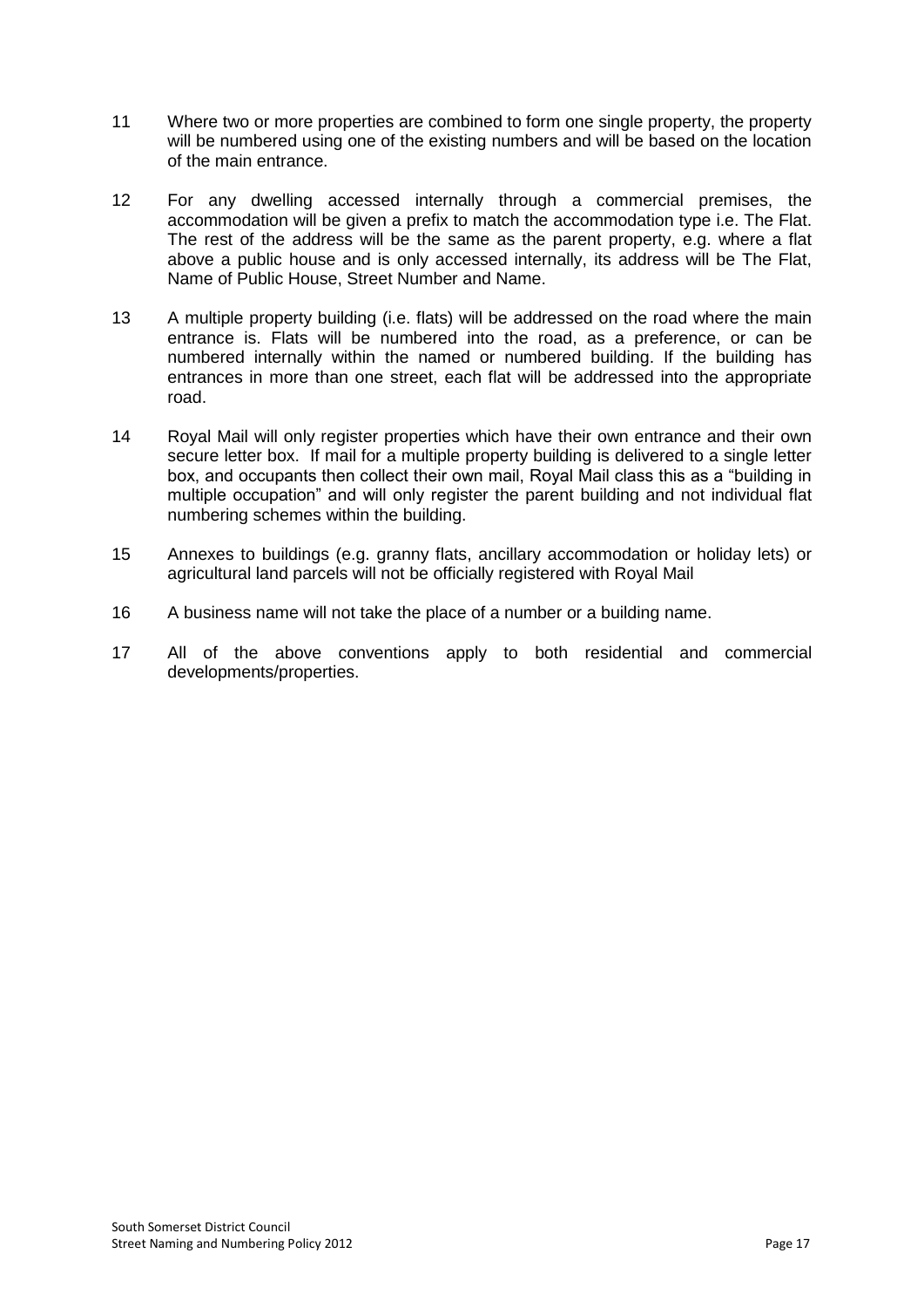11 Where two or more properties are combined to form one single property, the property will be numbered using one of the existing numbers and will be based on the location of the main entrance.

12 For any dwelling accessed internally through a commercial premises, the accommodation will be given a prefix to match the accommodation type i.e. The Flat. The rest of the address will be the same as the parent property, e.g. where a flat above a public house and is only accessed internally, its address will be The Flat, Name of Public House, Street Number and Name.

13 A multiple property building (i.e. flats) will be addressed on the road where the main entrance is. Flats will be numbered into the road, as a preference, or can be numbered internally within the named or numbered building. If the building has entrances in more than one street, each flat will be addressed into the appropriate road.

14 Royal Mail will only register properties which have their own entrance and their own secure letter box. If mail for a multiple property building is delivered to a single letter box, and occupants then collect their own mail, Royal Mail class this as a "building in multiple occupation" and will only register the parent building and not individual flat numbering schemes within the building.

15 Annexes to buildings (e.g. granny flats, ancillary accommodation or holiday lets) or agricultural land parcels will not be officially registered with Royal Mail

16 A business name will not take the place of a number or a building name.

17 All of the above conventions apply to both residential and commercial developments/properties.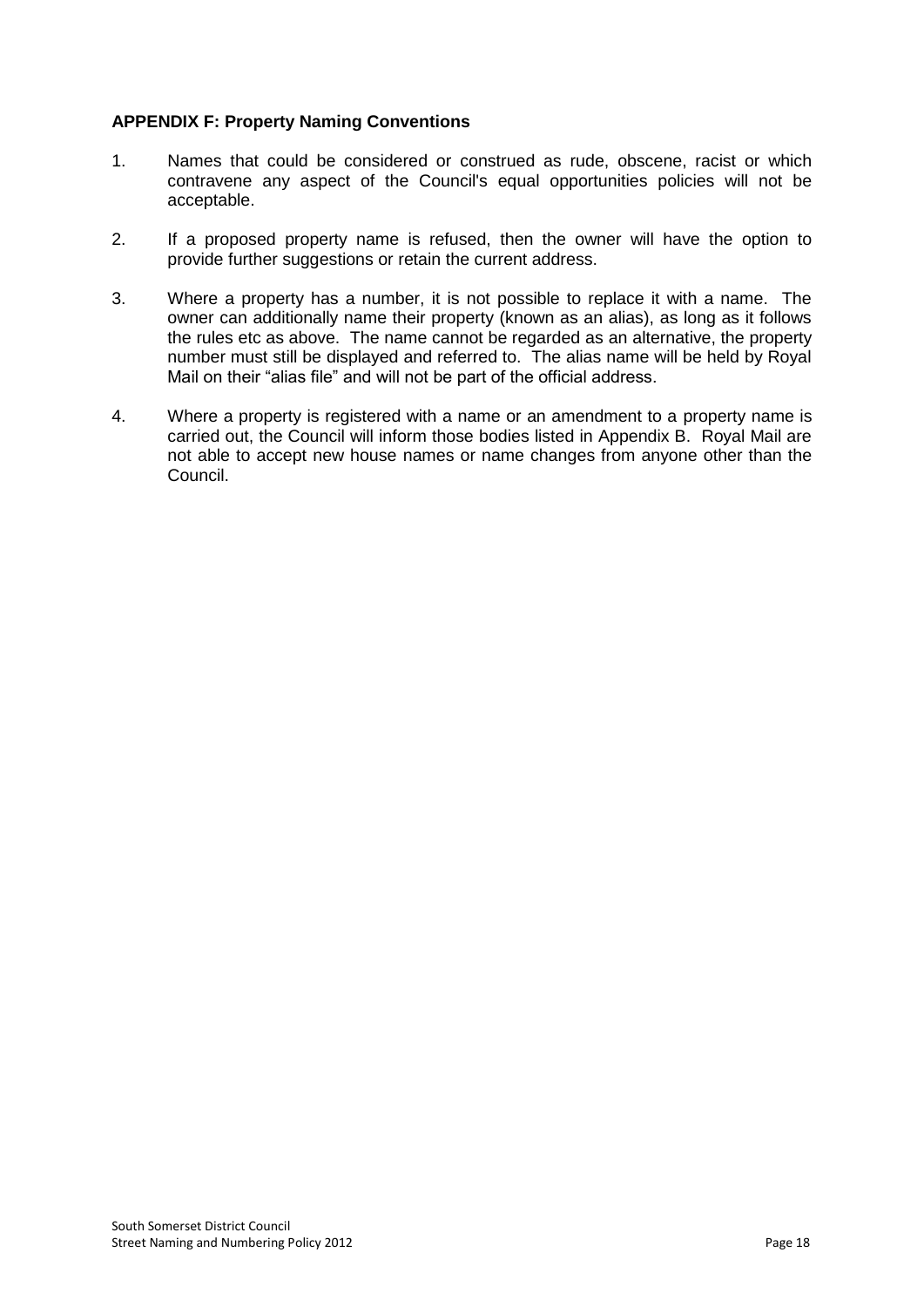**APPENDIX F: Property Naming Conventions**

1. Names that could be considered or construed as rude, obscene, racist or which contravene any aspect of the Council's equal opportunities policies will not be acceptable.

2. If a proposed property name is refused, then the owner will have the option to provide further suggestions or retain the current address.

3. Where a property has a number, it is not possible to replace it with a name. The owner can additionally name their property (known as an alias), as long as it follows the rules etc as above. The name cannot be regarded as an alternative, the property number must still be displayed and referred to. The alias name will be held by Royal Mail on their "alias file" and will not be part of the official address.

4. Where a property is registered with a name or an amendment to a property name is carried out, the Council will inform those bodies listed in Appendix B. Royal Mail are not able to accept new house names or name changes from anyone other than the Council.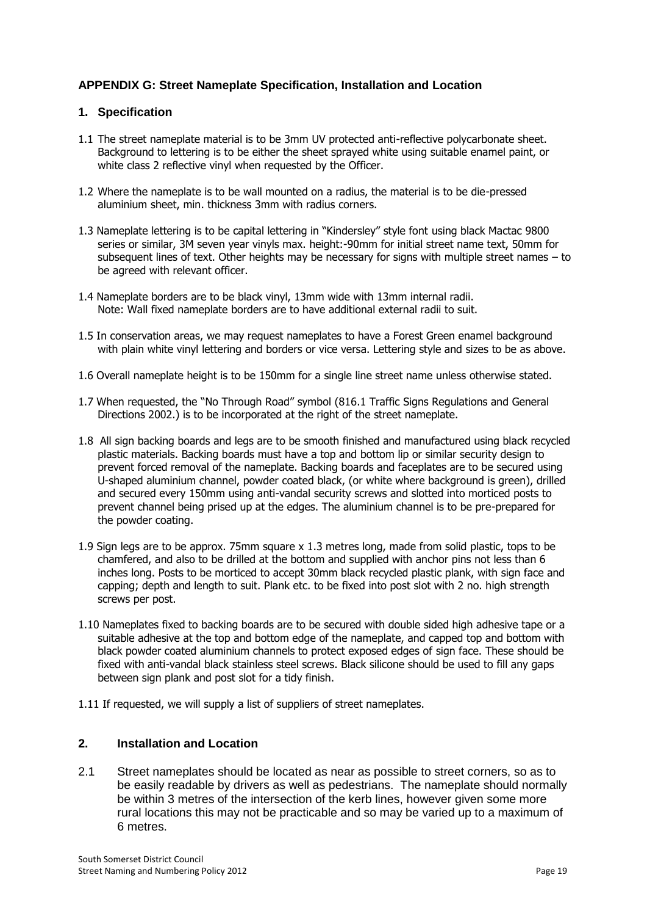## APPENDIX G: Street Nameplate Specification, Installation and Location

### 1. Specification

1.1 The street nameplate material is to be 3mm UV protected anti-reflective polycarbonate sheet. Background to lettering is to be either the sheet sprayed white using suitable enamel paint, or white class 2 reflective vinyl when requested by the Officer.

1.2 Where the nameplate is to be wall mounted on a radius, the material is to be die-pressed aluminium sheet, min. thickness 3mm with radius corners.

1.3 Nameplate lettering is to be capital lettering in "Kindersley" style font using black Mactac 9800 series or similar, 3M seven year vinyls max. height:-90mm for initial street name text, 50mm for subsequent lines of text. Other heights may be necessary for signs with multiple street names – to be agreed with relevant officer.

1.4 Nameplate borders are to be black vinyl, 13mm wide with 13mm internal radii.
Note: Wall fixed nameplate borders are to have additional external radii to suit.

1.5 In conservation areas, we may request nameplates to have a Forest Green enamel background with plain white vinyl lettering and borders or vice versa. Lettering style and sizes to be as above.

1.6 Overall nameplate height is to be 150mm for a single line street name unless otherwise stated.

1.7 When requested, the "No Through Road" symbol (816.1 Traffic Signs Regulations and General Directions 2002.) is to be incorporated at the right of the street nameplate.

1.8 All sign backing boards and legs are to be smooth finished and manufactured using black recycled plastic materials. Backing boards must have a top and bottom lip or similar security design to prevent forced removal of the nameplate. Backing boards and faceplates are to be secured using U-shaped aluminium channel, powder coated black, (or white where background is green), drilled and secured every 150mm using anti-vandal security screws and slotted into morticed posts to prevent channel being prised up at the edges. The aluminium channel is to be pre-prepared for the powder coating.

1.9 Sign legs are to be approx. 75mm square x 1.3 metres long, made from solid plastic, tops to be chamfered, and also to be drilled at the bottom and supplied with anchor pins not less than 6 inches long. Posts to be morticed to accept 30mm black recycled plastic plank, with sign face and capping; depth and length to suit. Plank etc. to be fixed into post slot with 2 no. high strength screws per post.

1.10 Nameplates fixed to backing boards are to be secured with double sided high adhesive tape or a suitable adhesive at the top and bottom edge of the nameplate, and capped top and bottom with black powder coated aluminium channels to protect exposed edges of sign face. These should be fixed with anti-vandal black stainless steel screws. Black silicone should be used to fill any gaps between sign plank and post slot for a tidy finish.

1.11 If requested, we will supply a list of suppliers of street nameplates.

### 2. Installation and Location

2.1 Street nameplates should be located as near as possible to street corners, so as to be easily readable by drivers as well as pedestrians. The nameplate should normally be within 3 metres of the intersection of the kerb lines, however given some more rural locations this may not be practicable and so may be varied up to a maximum of 6 metres.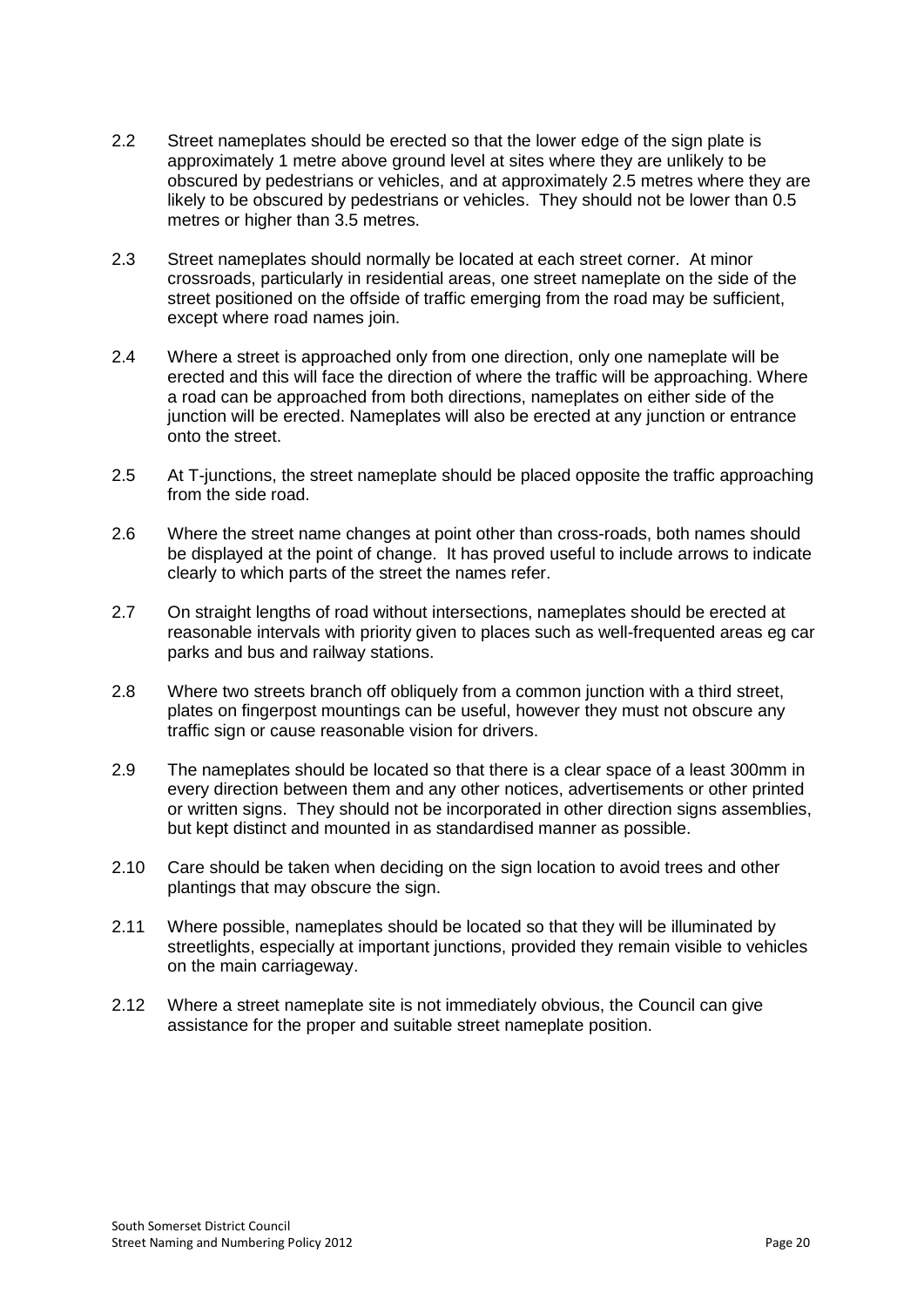2.2 Street nameplates should be erected so that the lower edge of the sign plate is approximately 1 metre above ground level at sites where they are unlikely to be obscured by pedestrians or vehicles, and at approximately 2.5 metres where they are likely to be obscured by pedestrians or vehicles. They should not be lower than 0.5 metres or higher than 3.5 metres.

2.3 Street nameplates should normally be located at each street corner. At minor crossroads, particularly in residential areas, one street nameplate on the side of the street positioned on the offside of traffic emerging from the road may be sufficient, except where road names join.

2.4 Where a street is approached only from one direction, only one nameplate will be erected and this will face the direction of where the traffic will be approaching. Where a road can be approached from both directions, nameplates on either side of the junction will be erected. Nameplates will also be erected at any junction or entrance onto the street.

2.5 At T-junctions, the street nameplate should be placed opposite the traffic approaching from the side road.

2.6 Where the street name changes at point other than cross-roads, both names should be displayed at the point of change. It has proved useful to include arrows to indicate clearly to which parts of the street the names refer.

2.7 On straight lengths of road without intersections, nameplates should be erected at reasonable intervals with priority given to places such as well-frequented areas eg car parks and bus and railway stations.

2.8 Where two streets branch off obliquely from a common junction with a third street, plates on fingerpost mountings can be useful, however they must not obscure any traffic sign or cause reasonable vision for drivers.

2.9 The nameplates should be located so that there is a clear space of a least 300mm in every direction between them and any other notices, advertisements or other printed or written signs. They should not be incorporated in other direction signs assemblies, but kept distinct and mounted in as standardised manner as possible.

2.10 Care should be taken when deciding on the sign location to avoid trees and other plantings that may obscure the sign.

2.11 Where possible, nameplates should be located so that they will be illuminated by streetlights, especially at important junctions, provided they remain visible to vehicles on the main carriageway.

2.12 Where a street nameplate site is not immediately obvious, the Council can give assistance for the proper and suitable street nameplate position.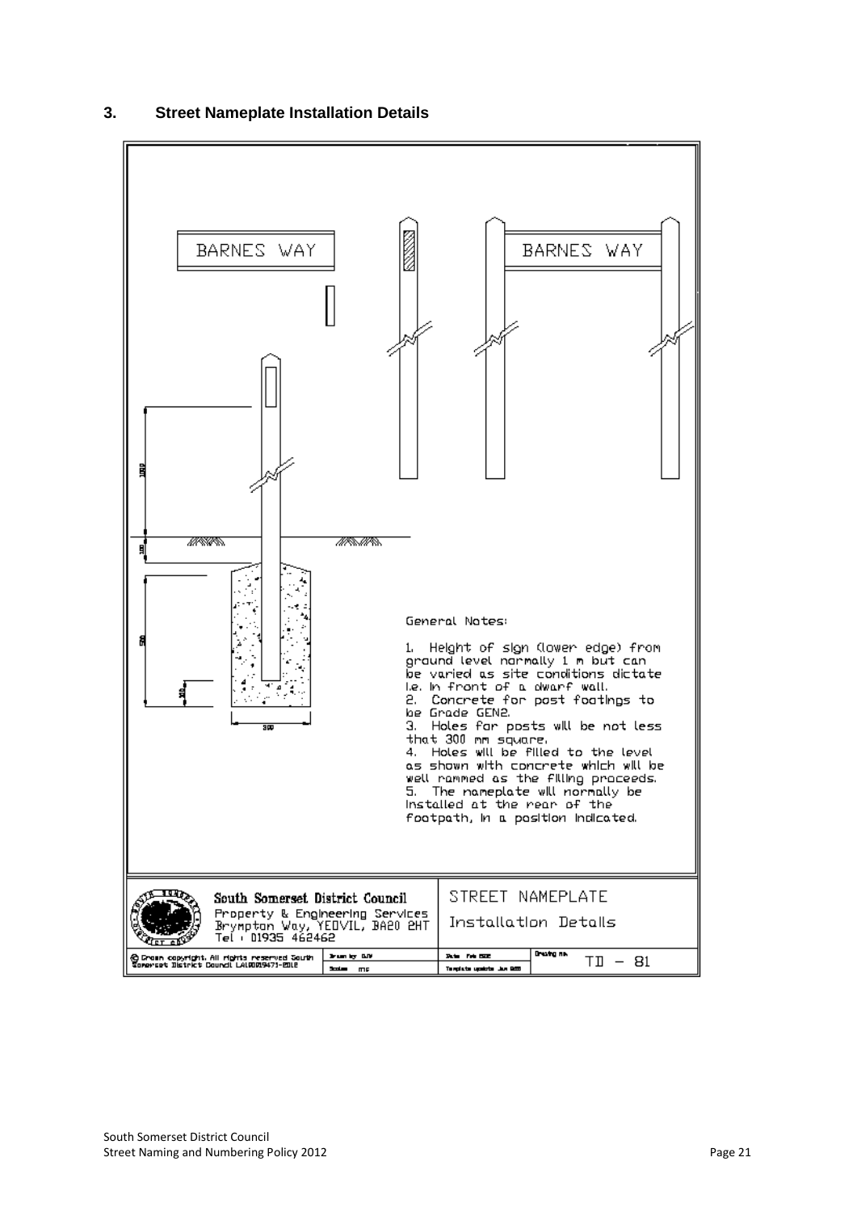## 3. Street Nameplate Installation Details

BARNES WAY

BARNES WAY

1000

100

500

100

300

General Notes:

1. Height of sign (lower edge) from ground level normally 1 m but can be varied as site conditions dictate i.e. in front of a dwarf wall.
2. Concrete for post footings to be Grade GEN2.
3. Holes for posts will be not less that 300 mm square.
4. Holes will be filled to the level as shown with concrete which will be well rammed as the filling proceeds.
5. The nameplate will normally be installed at the rear of the footpath, in a position indicated.

South Somerset District Council
Property & Engineering Services
Brympton Way, YEOVIL, BA20 2HT
Tel : 01935 462462

STREET NAMEPLATE
Installation Details

© Crown copyright. All rights reserved South Somerset District Council LA100019471-2012

Drawing no. TD – 81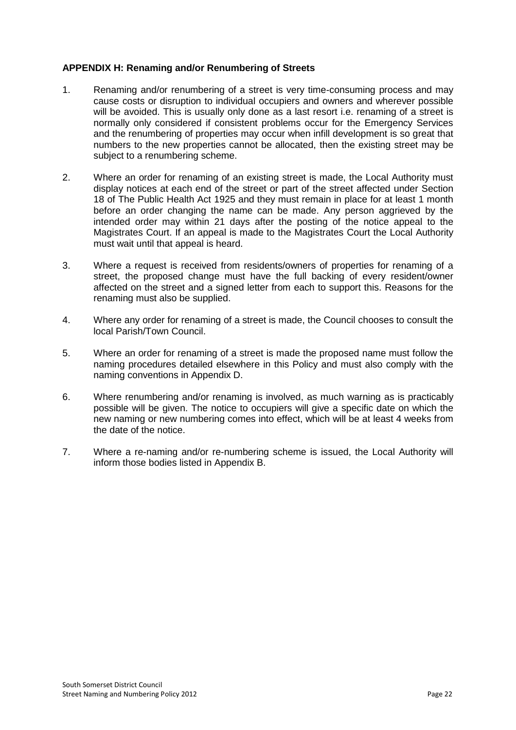**APPENDIX H: Renaming and/or Renumbering of Streets**

1. Renaming and/or renumbering of a street is very time-consuming process and may cause costs or disruption to individual occupiers and owners and wherever possible will be avoided. This is usually only done as a last resort i.e. renaming of a street is normally only considered if consistent problems occur for the Emergency Services and the renumbering of properties may occur when infill development is so great that numbers to the new properties cannot be allocated, then the existing street may be subject to a renumbering scheme.

2. Where an order for renaming of an existing street is made, the Local Authority must display notices at each end of the street or part of the street affected under Section 18 of The Public Health Act 1925 and they must remain in place for at least 1 month before an order changing the name can be made. Any person aggrieved by the intended order may within 21 days after the posting of the notice appeal to the Magistrates Court. If an appeal is made to the Magistrates Court the Local Authority must wait until that appeal is heard.

3. Where a request is received from residents/owners of properties for renaming of a street, the proposed change must have the full backing of every resident/owner affected on the street and a signed letter from each to support this. Reasons for the renaming must also be supplied.

4. Where any order for renaming of a street is made, the Council chooses to consult the local Parish/Town Council.

5. Where an order for renaming of a street is made the proposed name must follow the naming procedures detailed elsewhere in this Policy and must also comply with the naming conventions in Appendix D.

6. Where renumbering and/or renaming is involved, as much warning as is practicably possible will be given. The notice to occupiers will give a specific date on which the new naming or new numbering comes into effect, which will be at least 4 weeks from the date of the notice.

7. Where a re-naming and/or re-numbering scheme is issued, the Local Authority will inform those bodies listed in Appendix B.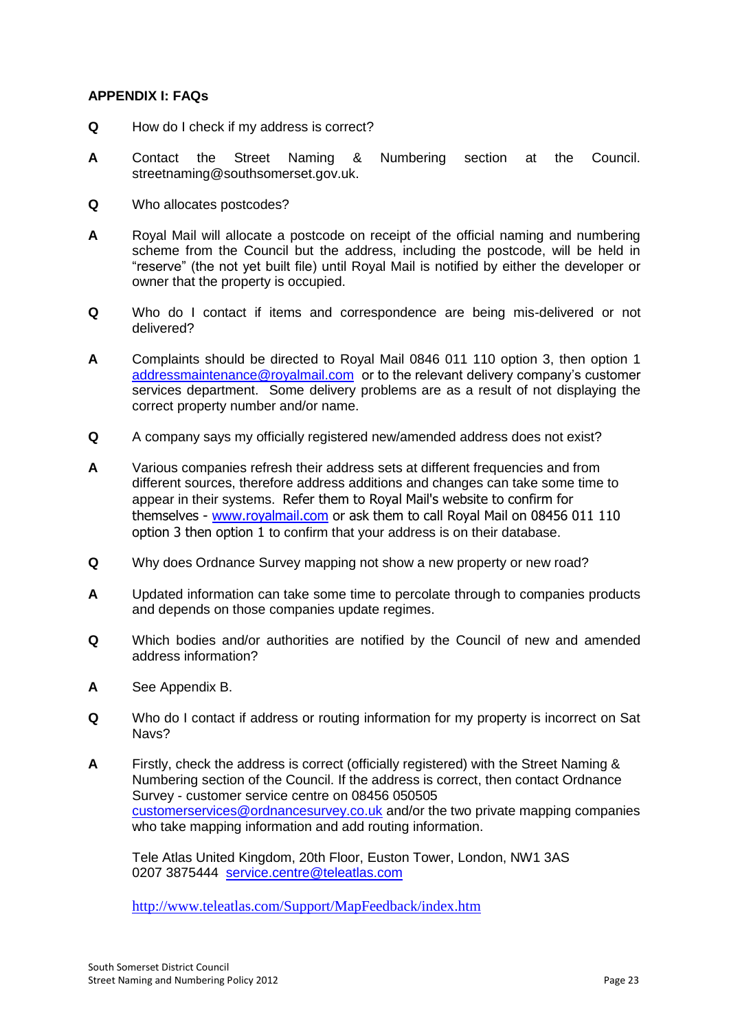## APPENDIX I: FAQs

**Q** How do I check if my address is correct?

**A** Contact the Street Naming & Numbering section at the Council. streetnaming@southsomerset.gov.uk.

**Q** Who allocates postcodes?

**A** Royal Mail will allocate a postcode on receipt of the official naming and numbering scheme from the Council but the address, including the postcode, will be held in "reserve" (the not yet built file) until Royal Mail is notified by either the developer or owner that the property is occupied.

**Q** Who do I contact if items and correspondence are being mis-delivered or not delivered?

**A** Complaints should be directed to Royal Mail 0846 011 110 option 3, then option 1 addressmaintenance@royalmail.com or to the relevant delivery company's customer services department. Some delivery problems are as a result of not displaying the correct property number and/or name.

**Q** A company says my officially registered new/amended address does not exist?

**A** Various companies refresh their address sets at different frequencies and from different sources, therefore address additions and changes can take some time to appear in their systems. Refer them to Royal Mail's website to confirm for themselves - www.royalmail.com or ask them to call Royal Mail on 08456 011 110 option 3 then option 1 to confirm that your address is on their database.

**Q** Why does Ordnance Survey mapping not show a new property or new road?

**A** Updated information can take some time to percolate through to companies products and depends on those companies update regimes.

**Q** Which bodies and/or authorities are notified by the Council of new and amended address information?

**A** See Appendix B.

**Q** Who do I contact if address or routing information for my property is incorrect on Sat Navs?

**A** Firstly, check the address is correct (officially registered) with the Street Naming & Numbering section of the Council. If the address is correct, then contact Ordnance Survey - customer service centre on 08456 050505 customerservices@ordnancesurvey.co.uk and/or the two private mapping companies who take mapping information and add routing information.

Tele Atlas United Kingdom, 20th Floor, Euston Tower, London, NW1 3AS
0207 3875444 service.centre@teleatlas.com

http://www.teleatlas.com/Support/MapFeedback/index.htm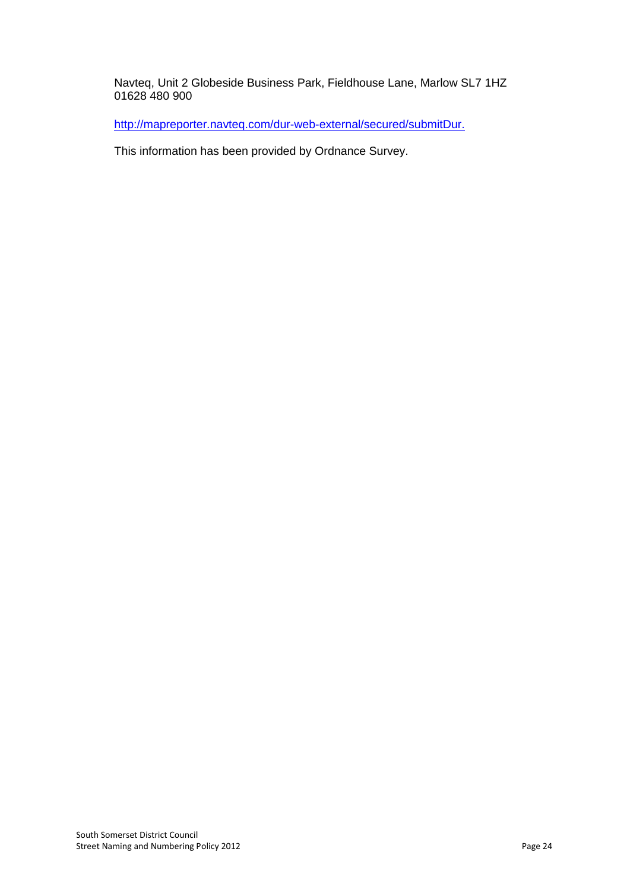Navteq, Unit 2 Globeside Business Park, Fieldhouse Lane, Marlow SL7 1HZ
01628 480 900

http://mapreporter.navteq.com/dur-web-external/secured/submitDur.

This information has been provided by Ordnance Survey.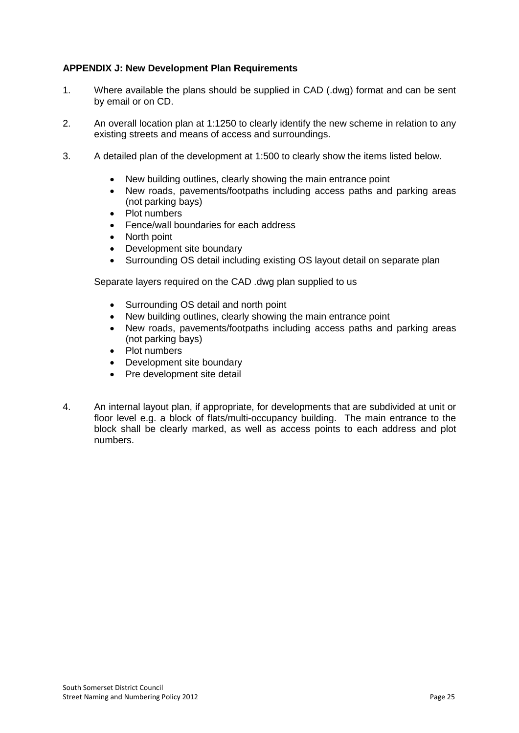**APPENDIX J: New Development Plan Requirements**

1. Where available the plans should be supplied in CAD (.dwg) format and can be sent by email or on CD.

2. An overall location plan at 1:1250 to clearly identify the new scheme in relation to any existing streets and means of access and surroundings.

3. A detailed plan of the development at 1:500 to clearly show the items listed below.

   - New building outlines, clearly showing the main entrance point
   - New roads, pavements/footpaths including access paths and parking areas (not parking bays)
   - Plot numbers
   - Fence/wall boundaries for each address
   - North point
   - Development site boundary
   - Surrounding OS detail including existing OS layout detail on separate plan

   Separate layers required on the CAD .dwg plan supplied to us

   - Surrounding OS detail and north point
   - New building outlines, clearly showing the main entrance point
   - New roads, pavements/footpaths including access paths and parking areas (not parking bays)
   - Plot numbers
   - Development site boundary
   - Pre development site detail

4. An internal layout plan, if appropriate, for developments that are subdivided at unit or floor level e.g. a block of flats/multi-occupancy building. The main entrance to the block shall be clearly marked, as well as access points to each address and plot numbers.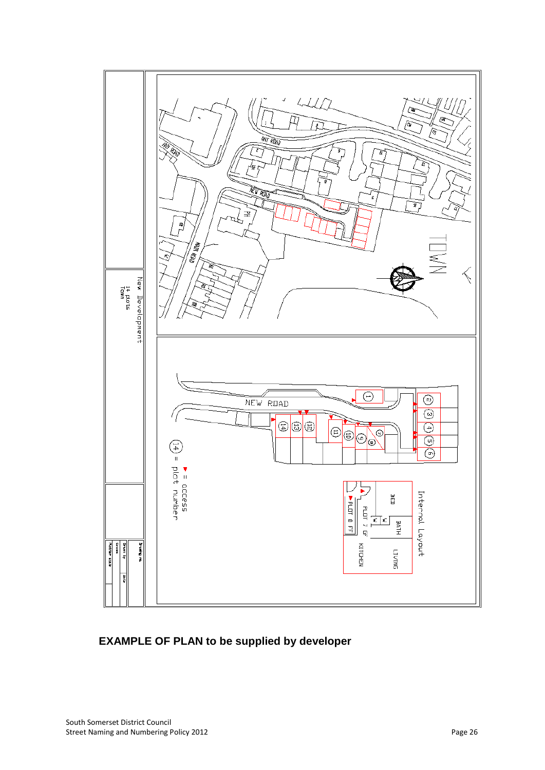New Development

14 plots

Town

Drawing no.

Drawn by

Date

Scales

Autocar scale

ANY ROAD

NEW ROAD

MAIN ROAD

PH

TOWN

NEW ROAD

▼ = access

(14) = plot number

Internal Layout

BED

BATH

LIVING

KITCHEN

PLOT 7 GF

PLOT 8 FF

**EXAMPLE OF PLAN to be supplied by developer**